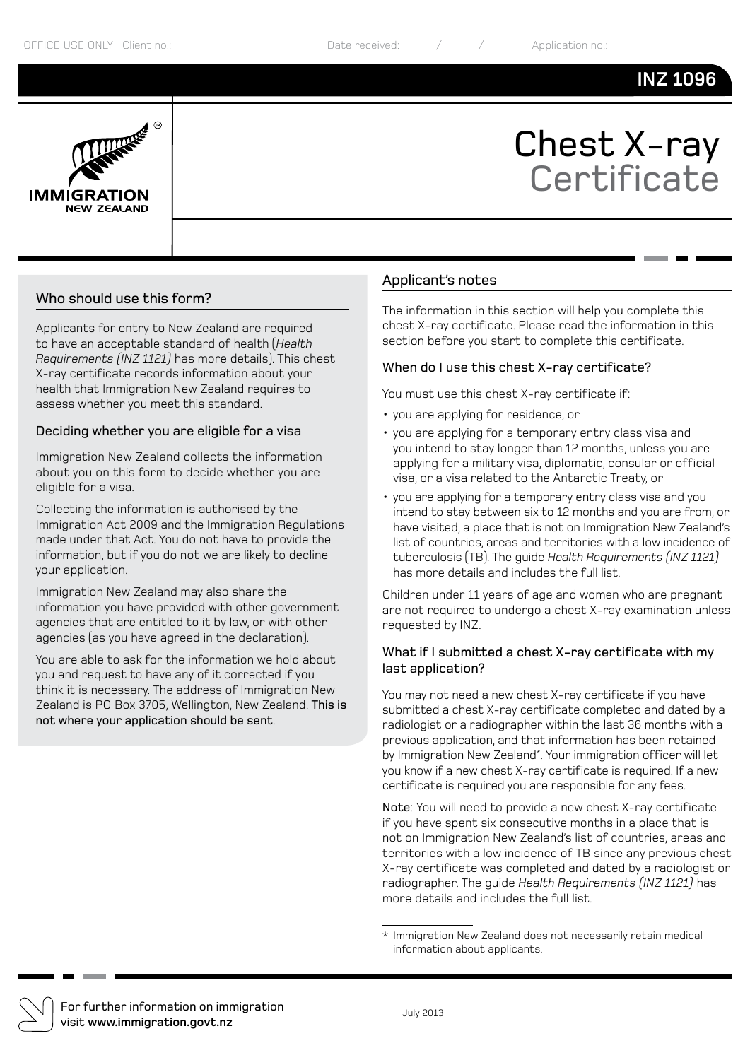OFFICE USE ONLY | Client no.: | Date received: / / | Application no.:

**INZ 1096**

# Chest X-ray Certificate

## Who should use this form?

Applicants for entry to New Zealand are required to have an acceptable standard of health (*Health Requirements (INZ 1121)* has more details). This chest X-ray certificate records information about your health that Immigration New Zealand requires to assess whether you meet this standard.

### Deciding whether you are eligible for a visa

Immigration New Zealand collects the information about you on this form to decide whether you are eligible for a visa.

Collecting the information is authorised by the Immigration Act 2009 and the Immigration Regulations made under that Act. You do not have to provide the information, but if you do not we are likely to decline your application.

Immigration New Zealand may also share the information you have provided with other government agencies that are entitled to it by law, or with other agencies (as you have agreed in the declaration).

You are able to ask for the information we hold about you and request to have any of it corrected if you think it is necessary. The address of Immigration New Zealand is PO Box 3705, Wellington, New Zealand. **This is not where your application should be sent**.

## Applicant's notes

The information in this section will help you complete this chest X-ray certificate. Please read the information in this section before you start to complete this certificate.

### When do I use this chest X-ray certificate?

You must use this chest X-ray certificate if:

- you are applying for residence, or
- you are applying for a temporary entry class visa and you intend to stay longer than 12 months, unless you are applying for a military visa, diplomatic, consular or official visa, or a visa related to the Antarctic Treaty, or
- you are applying for a temporary entry class visa and you intend to stay between six to 12 months and you are from, or have visited, a place that is not on Immigration New Zealand's list of countries, areas and territories with a low incidence of tuberculosis (TB). The guide *Health Requirements (INZ 1121)* has more details and includes the full list.

Children under 11 years of age and women who are pregnant are not required to undergo a chest X-ray examination unless requested by INZ.

### What if I submitted a chest X-ray certificate with my last application?

You may not need a new chest X-ray certificate if you have submitted a chest X-ray certificate completed and dated by a radiologist or a radiographer within the last 36 months with a previous application, and that information has been retained by Immigration New Zealand*. Your immigration officer will let you know if a new chest X-ray certificate is required. If a new certificate is required you are responsible for any fees.

**Note**: You will need to provide a new chest X-ray certificate if you have spent six consecutive months in a place that is not on Immigration New Zealand's list of countries, areas and territories with a low incidence of TB since any previous chest X-ray certificate was completed and dated by a radiologist or radiographer. The guide *Health Requirements (INZ 1121)* has more details and includes the full list.

* Immigration New Zealand does not necessarily retain medical information about applicants.

For further information on immigration visit **www.immigration.govt.nz**

July 2013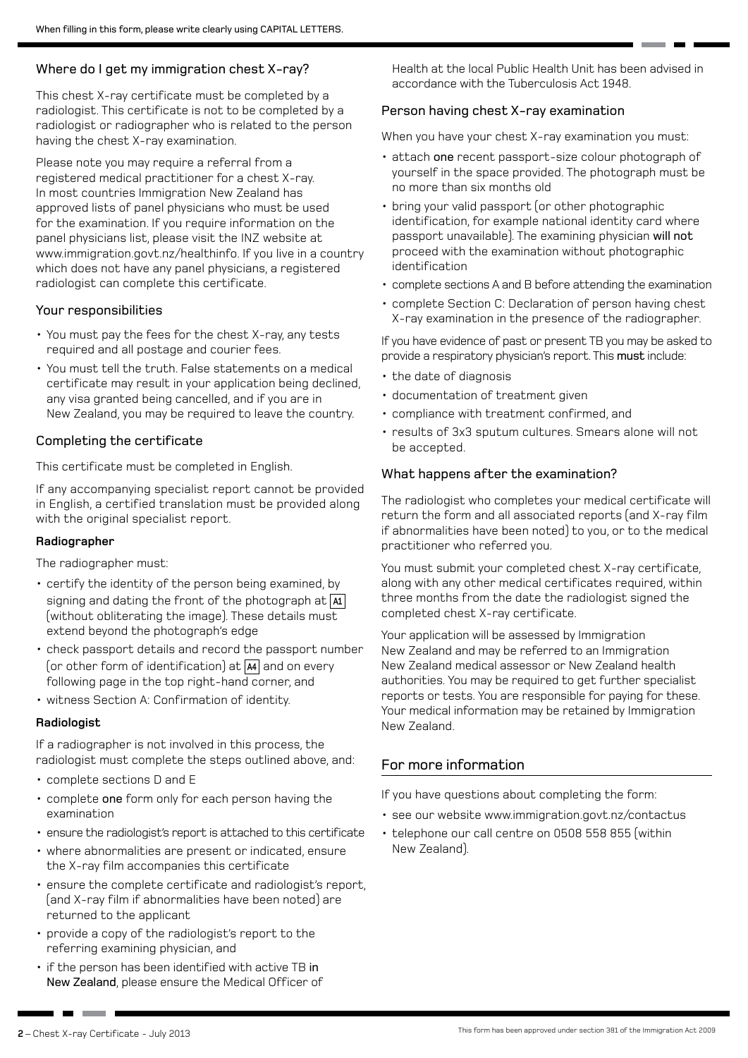When filling in this form, please write clearly using CAPITAL LETTERS.

### Where do I get my immigration chest X-ray?

This chest X-ray certificate must be completed by a radiologist. This certificate is not to be completed by a radiologist or radiographer who is related to the person having the chest X-ray examination.

Please note you may require a referral from a registered medical practitioner for a chest X-ray. In most countries Immigration New Zealand has approved lists of panel physicians who must be used for the examination. If you require information on the panel physicians list, please visit the INZ website at www.immigration.govt.nz/healthinfo. If you live in a country which does not have any panel physicians, a registered radiologist can complete this certificate.

### Your responsibilities

- You must pay the fees for the chest X-ray, any tests required and all postage and courier fees.
- You must tell the truth. False statements on a medical certificate may result in your application being declined, any visa granted being cancelled, and if you are in New Zealand, you may be required to leave the country.

### Completing the certificate

This certificate must be completed in English.

If any accompanying specialist report cannot be provided in English, a certified translation must be provided along with the original specialist report.

**Radiographer**

The radiographer must:

- certify the identity of the person being examined, by signing and dating the front of the photograph at A1 (without obliterating the image). These details must extend beyond the photograph's edge
- check passport details and record the passport number (or other form of identification) at A4 and on every following page in the top right-hand corner, and
- witness Section A: Confirmation of identity.

**Radiologist**

If a radiographer is not involved in this process, the radiologist must complete the steps outlined above, and:

- complete sections D and E
- complete **one** form only for each person having the examination
- ensure the radiologist's report is attached to this certificate
- where abnormalities are present or indicated, ensure the X-ray film accompanies this certificate
- ensure the complete certificate and radiologist's report, (and X-ray film if abnormalities have been noted) are returned to the applicant
- provide a copy of the radiologist's report to the referring examining physician, and
- if the person has been identified with active TB **in New Zealand**, please ensure the Medical Officer of Health at the local Public Health Unit has been advised in accordance with the Tuberculosis Act 1948.

### Person having chest X-ray examination

When you have your chest X-ray examination you must:

- attach **one** recent passport-size colour photograph of yourself in the space provided. The photograph must be no more than six months old
- bring your valid passport (or other photographic identification, for example national identity card where passport unavailable). The examining physician **will not** proceed with the examination without photographic identification
- complete sections A and B before attending the examination
- complete Section C: Declaration of person having chest X-ray examination in the presence of the radiographer.

If you have evidence of past or present TB you may be asked to provide a respiratory physician's report. This **must** include:

- the date of diagnosis
- documentation of treatment given
- compliance with treatment confirmed, and
- results of 3x3 sputum cultures. Smears alone will not be accepted.

### What happens after the examination?

The radiologist who completes your medical certificate will return the form and all associated reports (and X-ray film if abnormalities have been noted) to you, or to the medical practitioner who referred you.

You must submit your completed chest X-ray certificate, along with any other medical certificates required, within three months from the date the radiologist signed the completed chest X-ray certificate.

Your application will be assessed by Immigration New Zealand and may be referred to an Immigration New Zealand medical assessor or New Zealand health authorities. You may be required to get further specialist reports or tests. You are responsible for paying for these. Your medical information may be retained by Immigration New Zealand.

## For more information

If you have questions about completing the form:

- see our website www.immigration.govt.nz/contactus
- telephone our call centre on 0508 558 855 (within New Zealand).

This form has been approved under section 381 of the Immigration Act 2009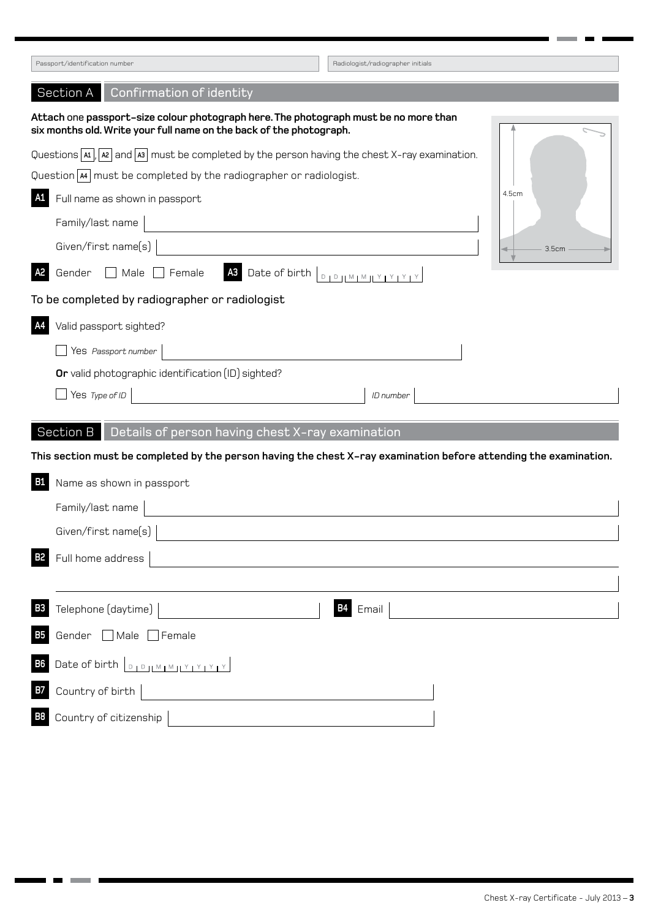Passport/identification number | Radiologist/radiographer initials

## Section A Confirmation of identity

**Attach** one **passport-size colour photograph here. The photograph must be no more than six months old. Write your full name on the back of the photograph.**

4.5cm × 3.5cm

Questions A1, A2 and A3 must be completed by the person having the chest X-ray examination.

Question A4 must be completed by the radiographer or radiologist.

**A1** Full name as shown in passport

Family/last name

Given/first name(s)

**A2** Gender ☐ Male ☐ Female **A3** Date of birth D D M M Y Y Y Y

To be completed by radiographer or radiologist

**A4** Valid passport sighted?

☐ Yes *Passport number*

**Or** valid photographic identification (ID) sighted?

☐ Yes *Type of ID* *ID number*

## Section B Details of person having chest X-ray examination

**This section must be completed by the person having the chest X-ray examination before attending the examination.**

**B1** Name as shown in passport

Family/last name

Given/first name(s)

**B2** Full home address

**B3** Telephone (daytime) **B4** Email

**B5** Gender ☐ Male ☐ Female

**B6** Date of birth D D M M Y Y Y Y

**B7** Country of birth

**B8** Country of citizenship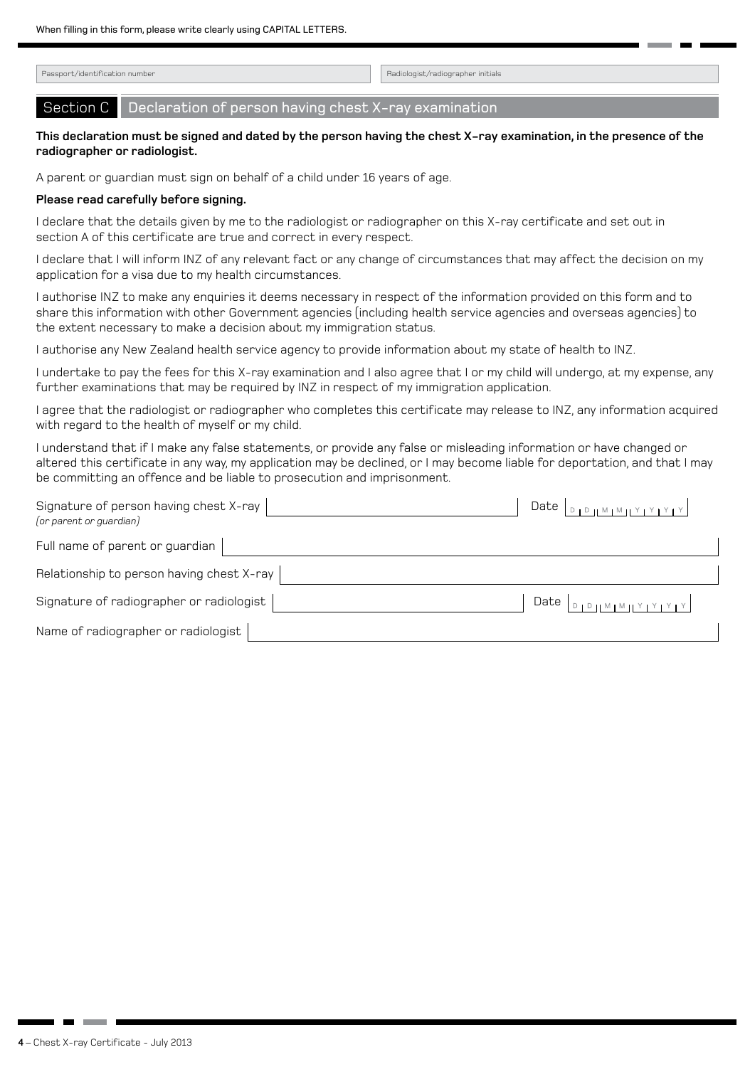When filling in this form, please write clearly using CAPITAL LETTERS.

| Passport/identification number | Radiologist/radiographer initials |
|---|---|
| | |

## Section C Declaration of person having chest X-ray examination

**This declaration must be signed and dated by the person having the chest X-ray examination, in the presence of the radiographer or radiologist.**

A parent or guardian must sign on behalf of a child under 16 years of age.

**Please read carefully before signing.**

I declare that the details given by me to the radiologist or radiographer on this X-ray certificate and set out in section A of this certificate are true and correct in every respect.

I declare that I will inform INZ of any relevant fact or any change of circumstances that may affect the decision on my application for a visa due to my health circumstances.

I authorise INZ to make any enquiries it deems necessary in respect of the information provided on this form and to share this information with other Government agencies (including health service agencies and overseas agencies) to the extent necessary to make a decision about my immigration status.

I authorise any New Zealand health service agency to provide information about my state of health to INZ.

I undertake to pay the fees for this X-ray examination and I also agree that I or my child will undergo, at my expense, any further examinations that may be required by INZ in respect of my immigration application.

I agree that the radiologist or radiographer who completes this certificate may release to INZ, any information acquired with regard to the health of myself or my child.

I understand that if I make any false statements, or provide any false or misleading information or have changed or altered this certificate in any way, my application may be declined, or I may become liable for deportation, and that I may be committing an offence and be liable to prosecution and imprisonment.

Signature of person having chest X-ray *(or parent or guardian)* ______________________ Date DD MM YYYY

Full name of parent or guardian ______________________

Relationship to person having chest X-ray ______________________

Signature of radiographer or radiologist ______________________ Date DD MM YYYY

Name of radiographer or radiologist ______________________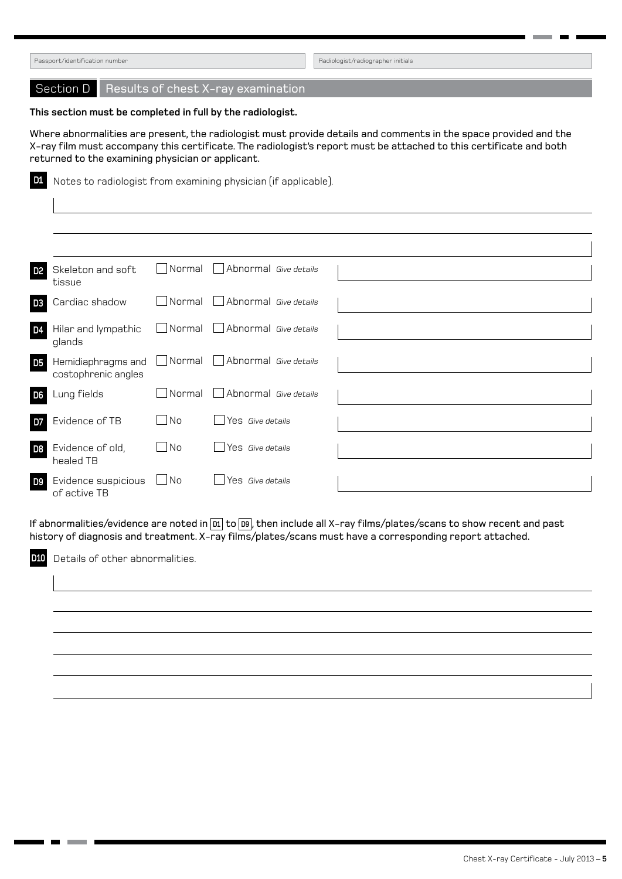Passport/identification number | Radiologist/radiographer initials

## Section D Results of chest X-ray examination

**This section must be completed in full by the radiologist.**

Where abnormalities are present, the radiologist must provide details and comments in the space provided and the X-ray film must accompany this certificate. The radiologist's report must be attached to this certificate and both returned to the examining physician or applicant.

**D1** Notes to radiologist from examining physician (if applicable).

| | | | | |
|---|---|---|---|---|
| **D2** | Skeleton and soft tissue | ☐ Normal | ☐ Abnormal *Give details* | |
| **D3** | Cardiac shadow | ☐ Normal | ☐ Abnormal *Give details* | |
| **D4** | Hilar and lympathic glands | ☐ Normal | ☐ Abnormal *Give details* | |
| **D5** | Hemidiaphragms and costophrenic angles | ☐ Normal | ☐ Abnormal *Give details* | |
| **D6** | Lung fields | ☐ Normal | ☐ Abnormal *Give details* | |
| **D7** | Evidence of TB | ☐ No | ☐ Yes *Give details* | |
| **D8** | Evidence of old, healed TB | ☐ No | ☐ Yes *Give details* | |
| **D9** | Evidence suspicious of active TB | ☐ No | ☐ Yes *Give details* | |

If abnormalities/evidence are noted in **D1** to **D9**, then include all X-ray films/plates/scans to show recent and past history of diagnosis and treatment. X-ray films/plates/scans must have a corresponding report attached.

**D10** Details of other abnormalities.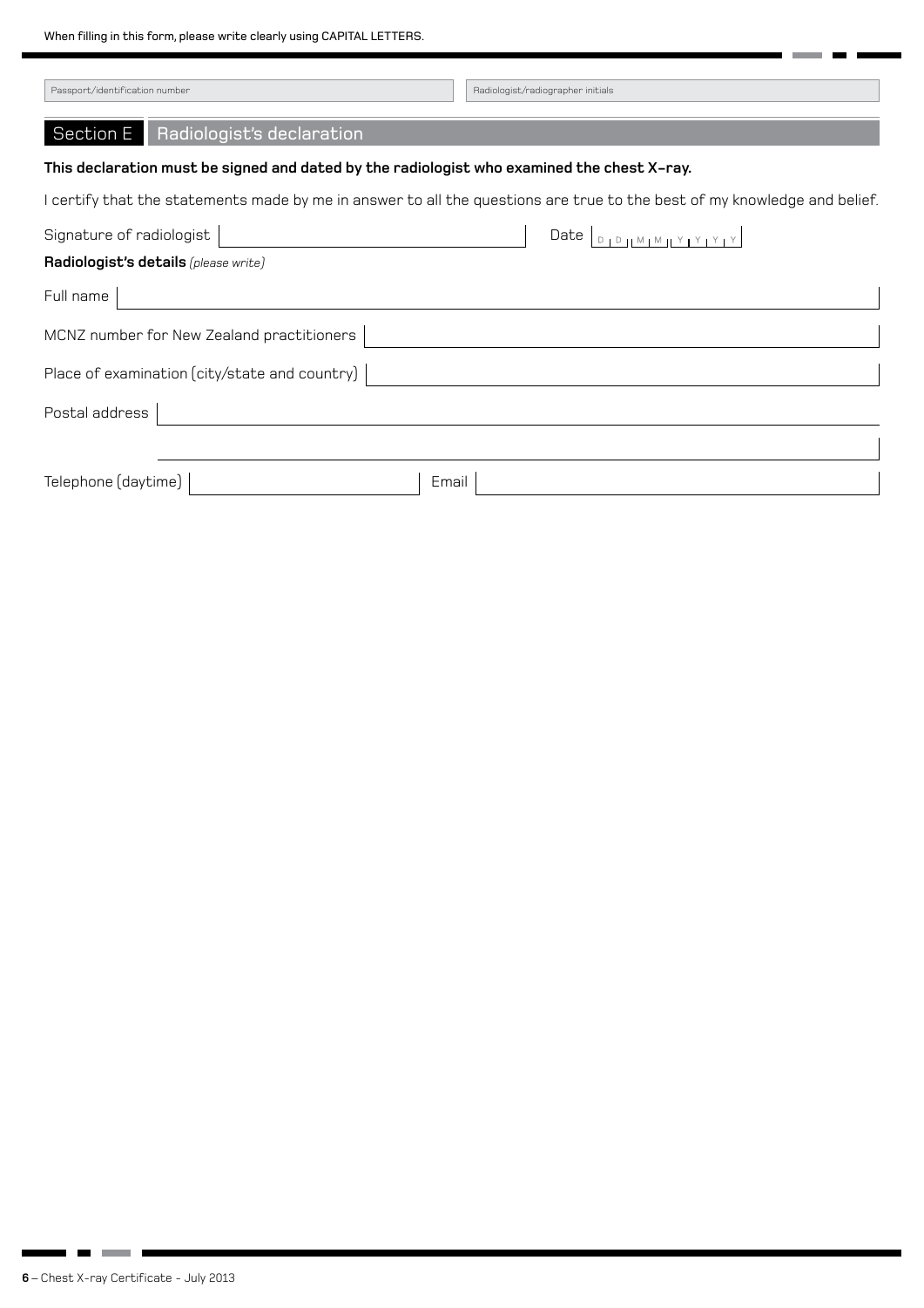When filling in this form, please write clearly using CAPITAL LETTERS.

Passport/identification number

Radiologist/radiographer initials

## Section E Radiologist's declaration

**This declaration must be signed and dated by the radiologist who examined the chest X-ray.**

I certify that the statements made by me in answer to all the questions are true to the best of my knowledge and belief.

Signature of radiologist

Date D D M M Y Y Y Y

**Radiologist's details** *(please write)*

Full name

MCNZ number for New Zealand practitioners

Place of examination (city/state and country)

Postal address

Telephone (daytime)

Email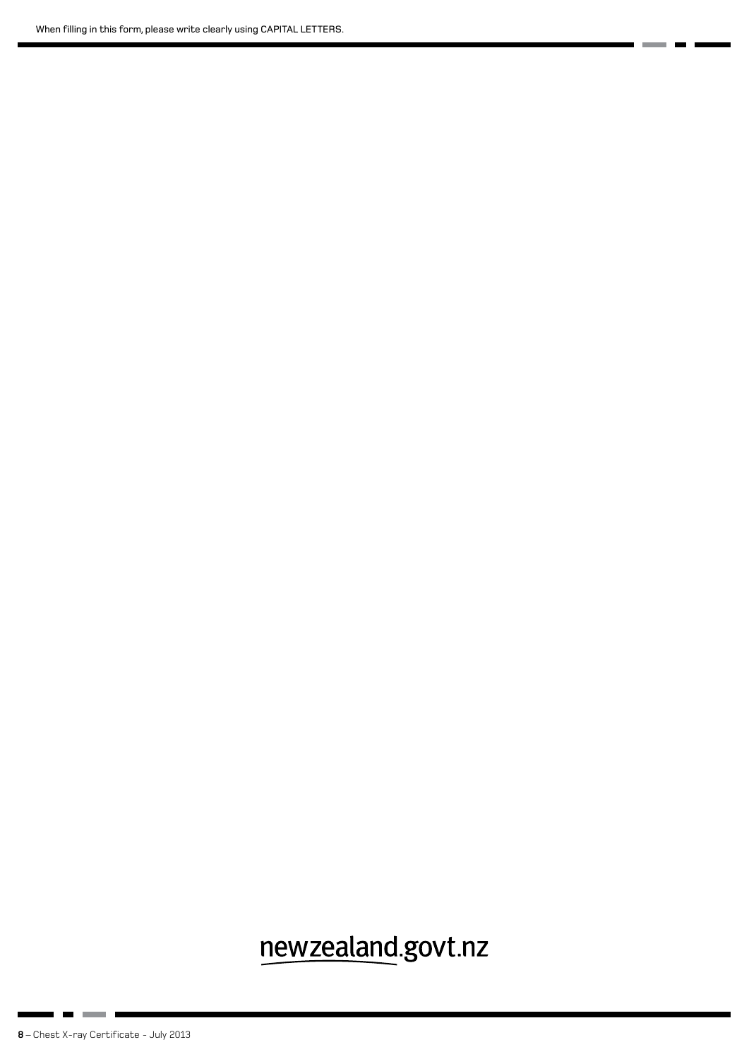newzealand.govt.nz